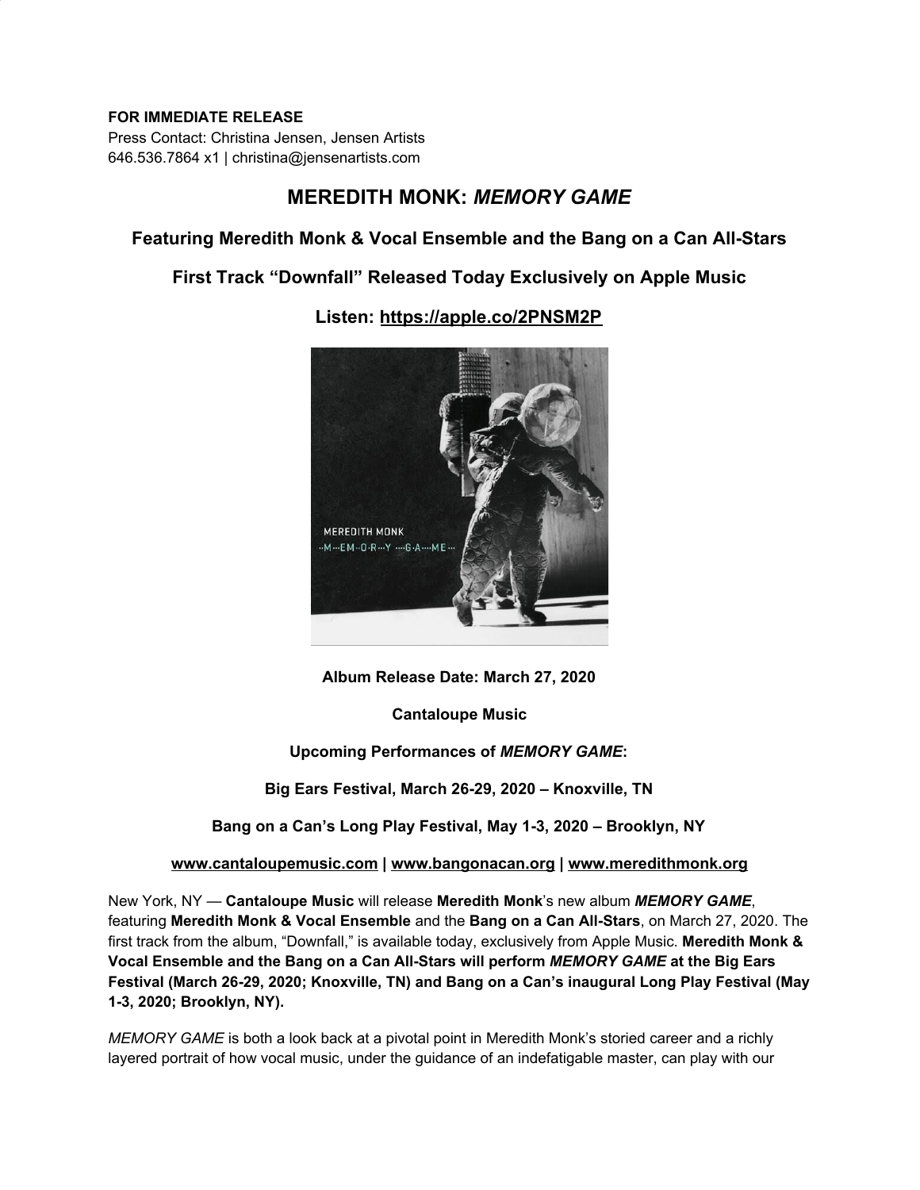**FOR IMMEDIATE RELEASE**
Press Contact: Christina Jensen, Jensen Artists
646.536.7864 x1 | christina@jensenartists.com

# MEREDITH MONK: *MEMORY GAME*

### Featuring Meredith Monk & Vocal Ensemble and the Bang on a Can All-Stars

### First Track "Downfall" Released Today Exclusively on Apple Music

### Listen: https://apple.co/2PNSM2P

**Album Release Date: March 27, 2020**

**Cantaloupe Music**

**Upcoming Performances of *MEMORY GAME*:**

**Big Ears Festival, March 26-29, 2020 – Knoxville, TN**

**Bang on a Can's Long Play Festival, May 1-3, 2020 – Brooklyn, NY**

**www.cantaloupemusic.com | www.bangonacan.org | www.meredithmonk.org**

New York, NY — **Cantaloupe Music** will release **Meredith Monk**'s new album ***MEMORY GAME***, featuring **Meredith Monk & Vocal Ensemble** and the **Bang on a Can All-Stars**, on March 27, 2020. The first track from the album, "Downfall," is available today, exclusively from Apple Music. **Meredith Monk & Vocal Ensemble and the Bang on a Can All-Stars will perform *MEMORY GAME* at the Big Ears Festival (March 26-29, 2020; Knoxville, TN) and Bang on a Can's inaugural Long Play Festival (May 1-3, 2020; Brooklyn, NY).**

*MEMORY GAME* is both a look back at a pivotal point in Meredith Monk's storied career and a richly layered portrait of how vocal music, under the guidance of an indefatigable master, can play with our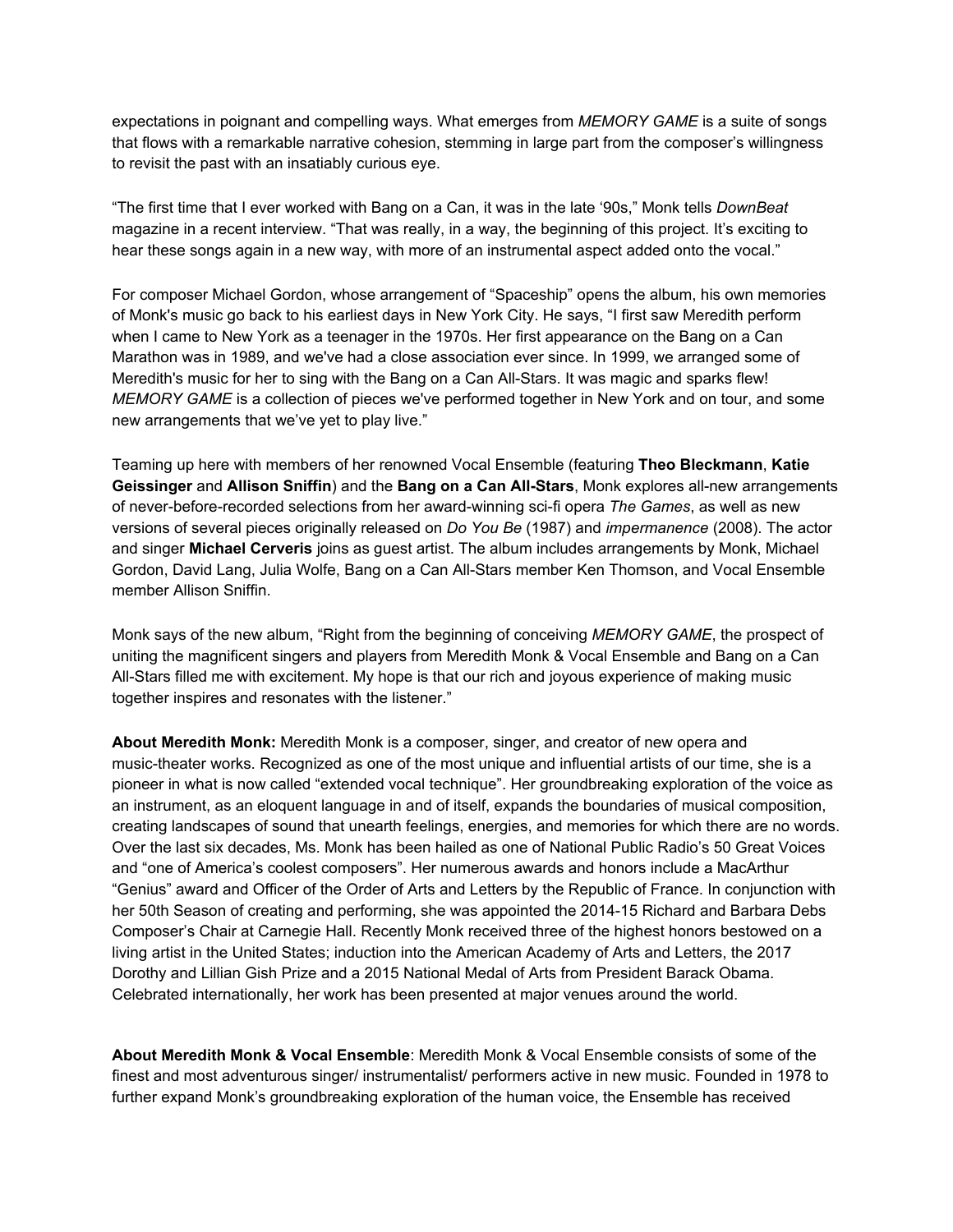expectations in poignant and compelling ways. What emerges from *MEMORY GAME* is a suite of songs that flows with a remarkable narrative cohesion, stemming in large part from the composer's willingness to revisit the past with an insatiably curious eye.

"The first time that I ever worked with Bang on a Can, it was in the late '90s," Monk tells *DownBeat* magazine in a recent interview. "That was really, in a way, the beginning of this project. It's exciting to hear these songs again in a new way, with more of an instrumental aspect added onto the vocal."

For composer Michael Gordon, whose arrangement of "Spaceship" opens the album, his own memories of Monk's music go back to his earliest days in New York City. He says, "I first saw Meredith perform when I came to New York as a teenager in the 1970s. Her first appearance on the Bang on a Can Marathon was in 1989, and we've had a close association ever since. In 1999, we arranged some of Meredith's music for her to sing with the Bang on a Can All-Stars. It was magic and sparks flew! *MEMORY GAME* is a collection of pieces we've performed together in New York and on tour, and some new arrangements that we've yet to play live."

Teaming up here with members of her renowned Vocal Ensemble (featuring **Theo Bleckmann**, **Katie Geissinger** and **Allison Sniffin**) and the **Bang on a Can All-Stars**, Monk explores all-new arrangements of never-before-recorded selections from her award-winning sci-fi opera *The Games*, as well as new versions of several pieces originally released on *Do You Be* (1987) and *impermanence* (2008). The actor and singer **Michael Cerveris** joins as guest artist. The album includes arrangements by Monk, Michael Gordon, David Lang, Julia Wolfe, Bang on a Can All-Stars member Ken Thomson, and Vocal Ensemble member Allison Sniffin.

Monk says of the new album, "Right from the beginning of conceiving *MEMORY GAME*, the prospect of uniting the magnificent singers and players from Meredith Monk & Vocal Ensemble and Bang on a Can All-Stars filled me with excitement. My hope is that our rich and joyous experience of making music together inspires and resonates with the listener."

**About Meredith Monk:** Meredith Monk is a composer, singer, and creator of new opera and music-theater works. Recognized as one of the most unique and influential artists of our time, she is a pioneer in what is now called "extended vocal technique". Her groundbreaking exploration of the voice as an instrument, as an eloquent language in and of itself, expands the boundaries of musical composition, creating landscapes of sound that unearth feelings, energies, and memories for which there are no words. Over the last six decades, Ms. Monk has been hailed as one of National Public Radio's 50 Great Voices and "one of America's coolest composers". Her numerous awards and honors include a MacArthur "Genius" award and Officer of the Order of Arts and Letters by the Republic of France. In conjunction with her 50th Season of creating and performing, she was appointed the 2014-15 Richard and Barbara Debs Composer's Chair at Carnegie Hall. Recently Monk received three of the highest honors bestowed on a living artist in the United States; induction into the American Academy of Arts and Letters, the 2017 Dorothy and Lillian Gish Prize and a 2015 National Medal of Arts from President Barack Obama. Celebrated internationally, her work has been presented at major venues around the world.

**About Meredith Monk & Vocal Ensemble**: Meredith Monk & Vocal Ensemble consists of some of the finest and most adventurous singer/ instrumentalist/ performers active in new music. Founded in 1978 to further expand Monk's groundbreaking exploration of the human voice, the Ensemble has received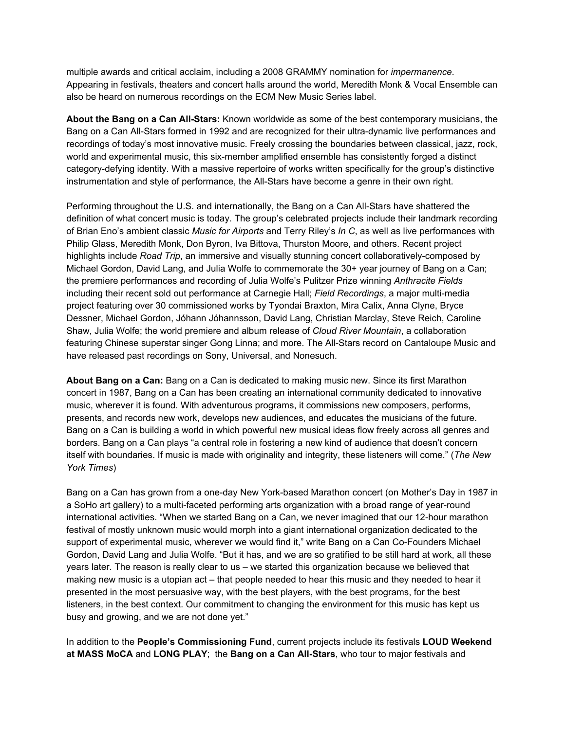multiple awards and critical acclaim, including a 2008 GRAMMY nomination for *impermanence*. Appearing in festivals, theaters and concert halls around the world, Meredith Monk & Vocal Ensemble can also be heard on numerous recordings on the ECM New Music Series label.

**About the Bang on a Can All-Stars:** Known worldwide as some of the best contemporary musicians, the Bang on a Can All-Stars formed in 1992 and are recognized for their ultra-dynamic live performances and recordings of today's most innovative music. Freely crossing the boundaries between classical, jazz, rock, world and experimental music, this six-member amplified ensemble has consistently forged a distinct category-defying identity. With a massive repertoire of works written specifically for the group's distinctive instrumentation and style of performance, the All-Stars have become a genre in their own right.

Performing throughout the U.S. and internationally, the Bang on a Can All-Stars have shattered the definition of what concert music is today. The group's celebrated projects include their landmark recording of Brian Eno's ambient classic *Music for Airports* and Terry Riley's *In C*, as well as live performances with Philip Glass, Meredith Monk, Don Byron, Iva Bittova, Thurston Moore, and others. Recent project highlights include *Road Trip*, an immersive and visually stunning concert collaboratively-composed by Michael Gordon, David Lang, and Julia Wolfe to commemorate the 30+ year journey of Bang on a Can; the premiere performances and recording of Julia Wolfe's Pulitzer Prize winning *Anthracite Fields* including their recent sold out performance at Carnegie Hall; *Field Recordings*, a major multi-media project featuring over 30 commissioned works by Tyondai Braxton, Mira Calix, Anna Clyne, Bryce Dessner, Michael Gordon, Jóhann Jóhannsson, David Lang, Christian Marclay, Steve Reich, Caroline Shaw, Julia Wolfe; the world premiere and album release of *Cloud River Mountain*, a collaboration featuring Chinese superstar singer Gong Linna; and more. The All-Stars record on Cantaloupe Music and have released past recordings on Sony, Universal, and Nonesuch.

**About Bang on a Can:** Bang on a Can is dedicated to making music new. Since its first Marathon concert in 1987, Bang on a Can has been creating an international community dedicated to innovative music, wherever it is found. With adventurous programs, it commissions new composers, performs, presents, and records new work, develops new audiences, and educates the musicians of the future. Bang on a Can is building a world in which powerful new musical ideas flow freely across all genres and borders. Bang on a Can plays "a central role in fostering a new kind of audience that doesn't concern itself with boundaries. If music is made with originality and integrity, these listeners will come." (*The New York Times*)

Bang on a Can has grown from a one-day New York-based Marathon concert (on Mother's Day in 1987 in a SoHo art gallery) to a multi-faceted performing arts organization with a broad range of year-round international activities. "When we started Bang on a Can, we never imagined that our 12-hour marathon festival of mostly unknown music would morph into a giant international organization dedicated to the support of experimental music, wherever we would find it," write Bang on a Can Co-Founders Michael Gordon, David Lang and Julia Wolfe. "But it has, and we are so gratified to be still hard at work, all these years later. The reason is really clear to us – we started this organization because we believed that making new music is a utopian act – that people needed to hear this music and they needed to hear it presented in the most persuasive way, with the best players, with the best programs, for the best listeners, in the best context. Our commitment to changing the environment for this music has kept us busy and growing, and we are not done yet."

In addition to the **People's Commissioning Fund**, current projects include its festivals **LOUD Weekend at MASS MoCA** and **LONG PLAY**; the **Bang on a Can All-Stars**, who tour to major festivals and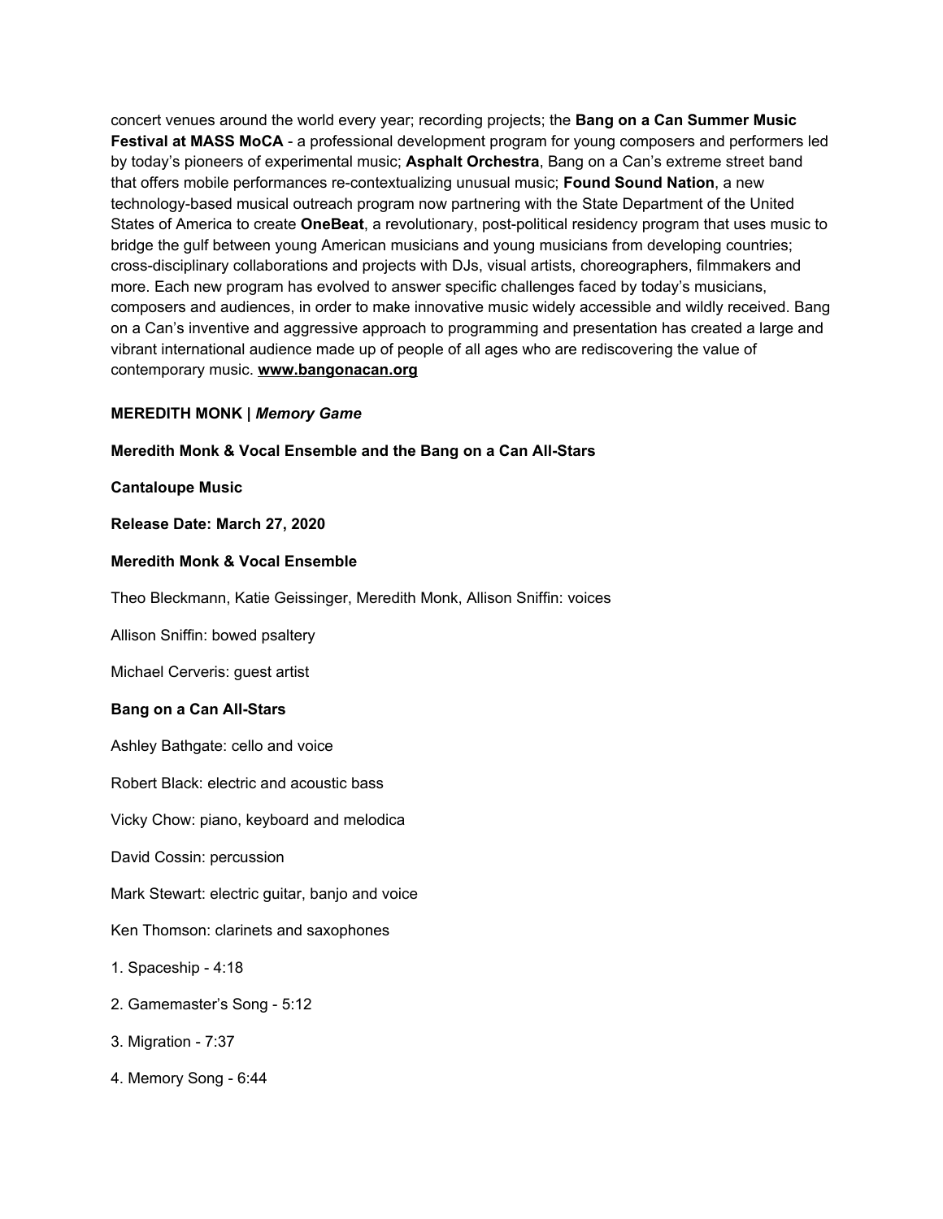concert venues around the world every year; recording projects; the **Bang on a Can Summer Music Festival at MASS MoCA** - a professional development program for young composers and performers led by today's pioneers of experimental music; **Asphalt Orchestra**, Bang on a Can's extreme street band that offers mobile performances re-contextualizing unusual music; **Found Sound Nation**, a new technology-based musical outreach program now partnering with the State Department of the United States of America to create **OneBeat**, a revolutionary, post-political residency program that uses music to bridge the gulf between young American musicians and young musicians from developing countries; cross-disciplinary collaborations and projects with DJs, visual artists, choreographers, filmmakers and more. Each new program has evolved to answer specific challenges faced by today's musicians, composers and audiences, in order to make innovative music widely accessible and wildly received. Bang on a Can's inventive and aggressive approach to programming and presentation has created a large and vibrant international audience made up of people of all ages who are rediscovering the value of contemporary music. **www.bangonacan.org**

**MEREDITH MONK |** ***Memory Game***

**Meredith Monk & Vocal Ensemble and the Bang on a Can All-Stars**

**Cantaloupe Music**

**Release Date: March 27, 2020**

**Meredith Monk & Vocal Ensemble**

Theo Bleckmann, Katie Geissinger, Meredith Monk, Allison Sniffin: voices

Allison Sniffin: bowed psaltery

Michael Cerveris: guest artist

**Bang on a Can All-Stars**

Ashley Bathgate: cello and voice

Robert Black: electric and acoustic bass

Vicky Chow: piano, keyboard and melodica

David Cossin: percussion

Mark Stewart: electric guitar, banjo and voice

Ken Thomson: clarinets and saxophones

1. Spaceship - 4:18
2. Gamemaster's Song - 5:12
3. Migration - 7:37
4. Memory Song - 6:44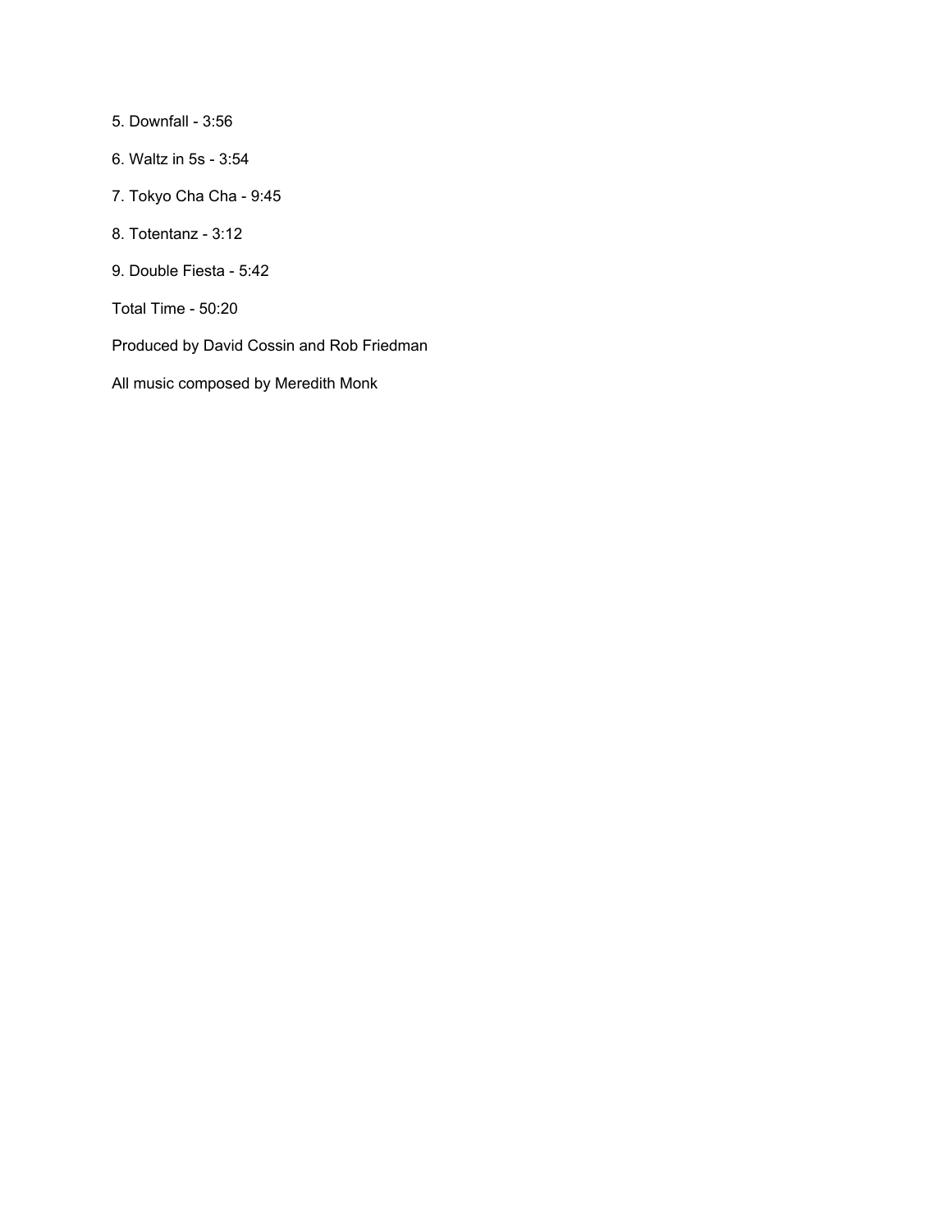5. Downfall - 3:56

6. Waltz in 5s - 3:54

7. Tokyo Cha Cha - 9:45

8. Totentanz - 3:12

9. Double Fiesta - 5:42

Total Time - 50:20

Produced by David Cossin and Rob Friedman

All music composed by Meredith Monk